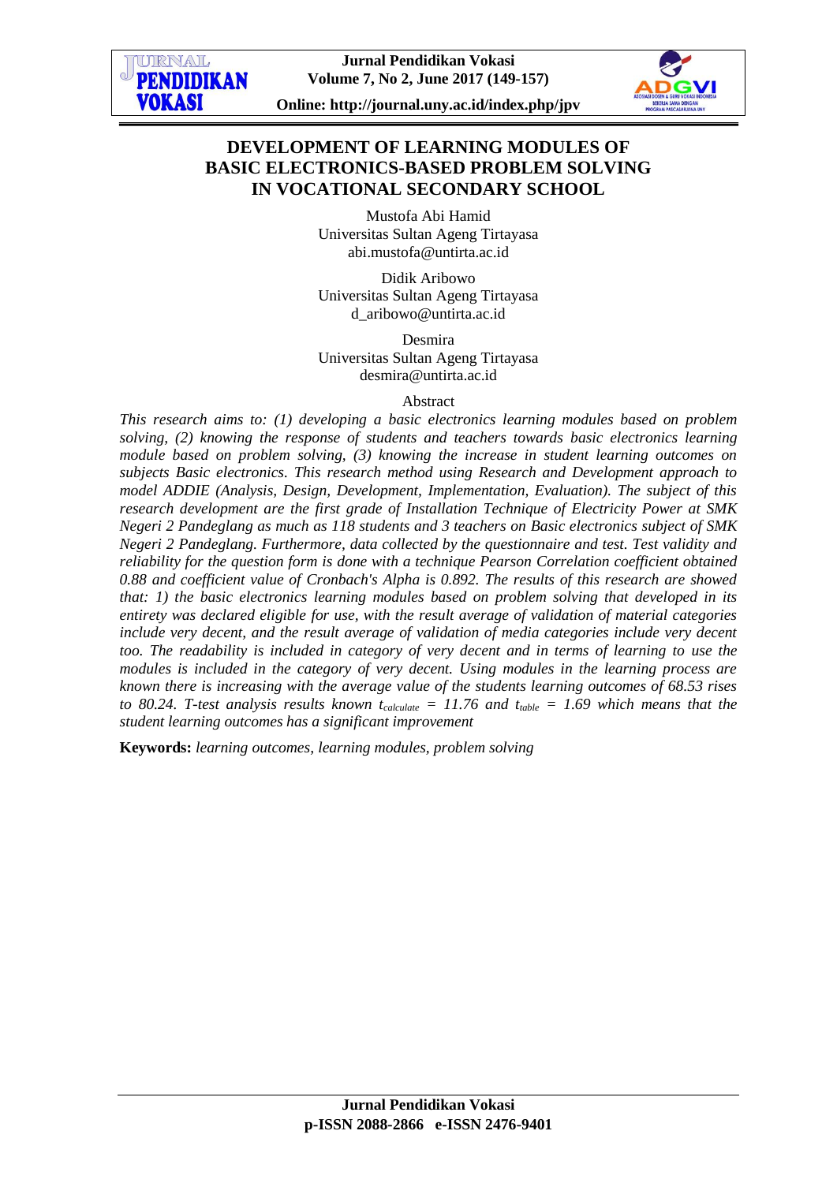# DEVELOPMENT OF LEARNING MODULES OF BASIC ELECTRONICS-BASED PROBLEM SOLVING IN VOCATIONAL SECONDARY SCHOOL

Mustofa Abi Hamid
Universitas Sultan Ageng Tirtayasa
abi.mustofa@untirta.ac.id

Didik Aribowo
Universitas Sultan Ageng Tirtayasa
d_aribowo@untirta.ac.id

Desmira
Universitas Sultan Ageng Tirtayasa
desmira@untirta.ac.id

## Abstract

*This research aims to: (1) developing a basic electronics learning modules based on problem solving, (2) knowing the response of students and teachers towards basic electronics learning module based on problem solving, (3) knowing the increase in student learning outcomes on subjects Basic electronics. This research method using Research and Development approach to model ADDIE (Analysis, Design, Development, Implementation, Evaluation). The subject of this research development are the first grade of Installation Technique of Electricity Power at SMK Negeri 2 Pandeglang as much as 118 students and 3 teachers on Basic electronics subject of SMK Negeri 2 Pandeglang. Furthermore, data collected by the questionnaire and test. Test validity and reliability for the question form is done with a technique Pearson Correlation coefficient obtained 0.88 and coefficient value of Cronbach's Alpha is 0.892. The results of this research are showed that: 1) the basic electronics learning modules based on problem solving that developed in its entirety was declared eligible for use, with the result average of validation of material categories include very decent, and the result average of validation of media categories include very decent too. The readability is included in category of very decent and in terms of learning to use the modules is included in the category of very decent. Using modules in the learning process are known there is increasing with the average value of the students learning outcomes of 68.53 rises to 80.24. T-test analysis results known $t_{calculate}$ = 11.76 and $t_{table}$ = 1.69 which means that the student learning outcomes has a significant improvement*

**Keywords:** *learning outcomes, learning modules, problem solving*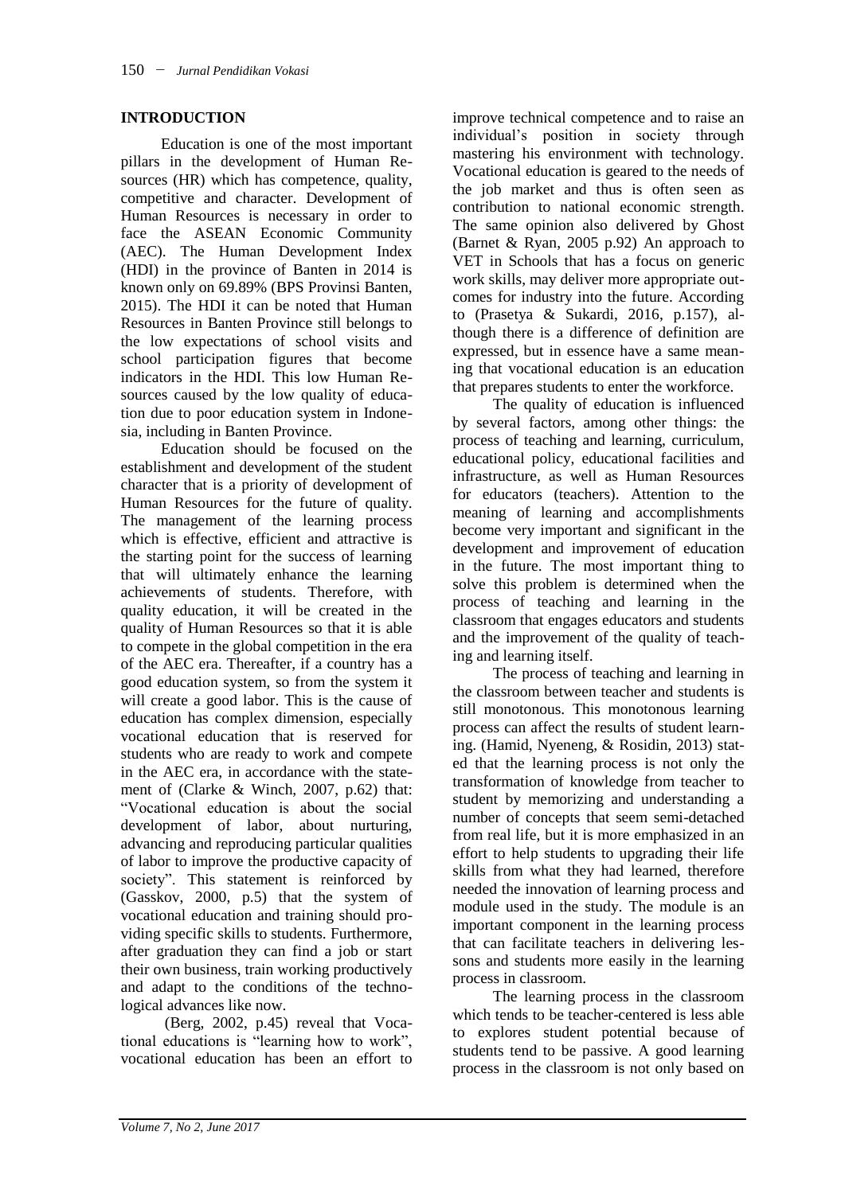## INTRODUCTION

Education is one of the most important pillars in the development of Human Resources (HR) which has competence, quality, competitive and character. Development of Human Resources is necessary in order to face the ASEAN Economic Community (AEC). The Human Development Index (HDI) in the province of Banten in 2014 is known only on 69.89% (BPS Provinsi Banten, 2015). The HDI it can be noted that Human Resources in Banten Province still belongs to the low expectations of school visits and school participation figures that become indicators in the HDI. This low Human Resources caused by the low quality of education due to poor education system in Indonesia, including in Banten Province.

Education should be focused on the establishment and development of the student character that is a priority of development of Human Resources for the future of quality. The management of the learning process which is effective, efficient and attractive is the starting point for the success of learning that will ultimately enhance the learning achievements of students. Therefore, with quality education, it will be created in the quality of Human Resources so that it is able to compete in the global competition in the era of the AEC era. Thereafter, if a country has a good education system, so from the system it will create a good labor. This is the cause of education has complex dimension, especially vocational education that is reserved for students who are ready to work and compete in the AEC era, in accordance with the statement of (Clarke & Winch, 2007, p.62) that: "Vocational education is about the social development of labor, about nurturing, advancing and reproducing particular qualities of labor to improve the productive capacity of society". This statement is reinforced by (Gasskov, 2000, p.5) that the system of vocational education and training should providing specific skills to students. Furthermore, after graduation they can find a job or start their own business, train working productively and adapt to the conditions of the technological advances like now.

(Berg, 2002, p.45) reveal that Vocational educations is "learning how to work", vocational education has been an effort to improve technical competence and to raise an individual's position in society through mastering his environment with technology. Vocational education is geared to the needs of the job market and thus is often seen as contribution to national economic strength. The same opinion also delivered by Ghost (Barnet & Ryan, 2005 p.92) An approach to VET in Schools that has a focus on generic work skills, may deliver more appropriate outcomes for industry into the future. According to (Prasetya & Sukardi, 2016, p.157), although there is a difference of definition are expressed, but in essence have a same meaning that vocational education is an education that prepares students to enter the workforce.

The quality of education is influenced by several factors, among other things: the process of teaching and learning, curriculum, educational policy, educational facilities and infrastructure, as well as Human Resources for educators (teachers). Attention to the meaning of learning and accomplishments become very important and significant in the development and improvement of education in the future. The most important thing to solve this problem is determined when the process of teaching and learning in the classroom that engages educators and students and the improvement of the quality of teaching and learning itself.

The process of teaching and learning in the classroom between teacher and students is still monotonous. This monotonous learning process can affect the results of student learning. (Hamid, Nyeneng, & Rosidin, 2013) stated that the learning process is not only the transformation of knowledge from teacher to student by memorizing and understanding a number of concepts that seem semi-detached from real life, but it is more emphasized in an effort to help students to upgrading their life skills from what they had learned, therefore needed the innovation of learning process and module used in the study. The module is an important component in the learning process that can facilitate teachers in delivering lessons and students more easily in the learning process in classroom.

The learning process in the classroom which tends to be teacher-centered is less able to explores student potential because of students tend to be passive. A good learning process in the classroom is not only based on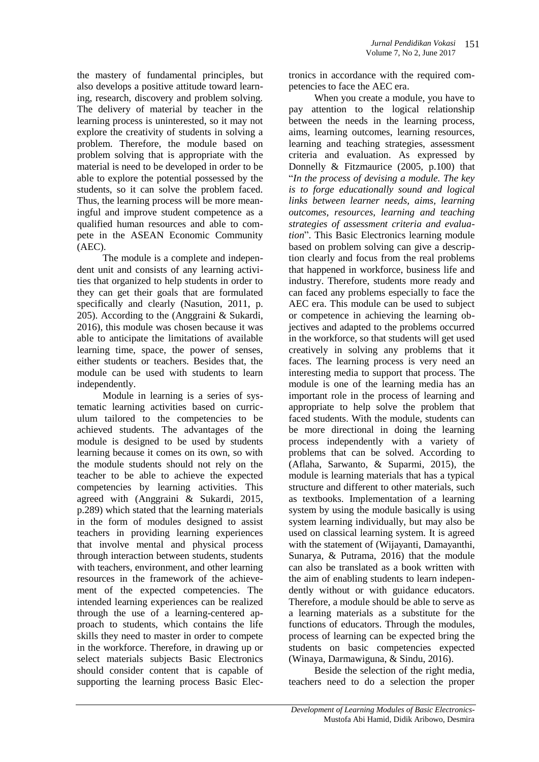the mastery of fundamental principles, but also develops a positive attitude toward learning, research, discovery and problem solving. The delivery of material by teacher in the learning process is uninterested, so it may not explore the creativity of students in solving a problem. Therefore, the module based on problem solving that is appropriate with the material is need to be developed in order to be able to explore the potential possessed by the students, so it can solve the problem faced. Thus, the learning process will be more meaningful and improve student competence as a qualified human resources and able to compete in the ASEAN Economic Community (AEC).

The module is a complete and independent unit and consists of any learning activities that organized to help students in order to they can get their goals that are formulated specifically and clearly (Nasution, 2011, p. 205). According to the (Anggraini & Sukardi, 2016), this module was chosen because it was able to anticipate the limitations of available learning time, space, the power of senses, either students or teachers. Besides that, the module can be used with students to learn independently.

Module in learning is a series of systematic learning activities based on curriculum tailored to the competencies to be achieved students. The advantages of the module is designed to be used by students learning because it comes on its own, so with the module students should not rely on the teacher to be able to achieve the expected competencies by learning activities. This agreed with (Anggraini & Sukardi, 2015, p.289) which stated that the learning materials in the form of modules designed to assist teachers in providing learning experiences that involve mental and physical process through interaction between students, students with teachers, environment, and other learning resources in the framework of the achievement of the expected competencies. The intended learning experiences can be realized through the use of a learning-centered approach to students, which contains the life skills they need to master in order to compete in the workforce. Therefore, in drawing up or select materials subjects Basic Electronics should consider content that is capable of supporting the learning process Basic Electronics in accordance with the required competencies to face the AEC era.

When you create a module, you have to pay attention to the logical relationship between the needs in the learning process, aims, learning outcomes, learning resources, learning and teaching strategies, assessment criteria and evaluation. As expressed by Donnelly & Fitzmaurice (2005, p.100) that "*In the process of devising a module. The key is to forge educationally sound and logical links between learner needs, aims, learning outcomes, resources, learning and teaching strategies of assessment criteria and evaluation*". This Basic Electronics learning module based on problem solving can give a description clearly and focus from the real problems that happened in workforce, business life and industry. Therefore, students more ready and can faced any problems especially to face the AEC era. This module can be used to subject or competence in achieving the learning objectives and adapted to the problems occurred in the workforce, so that students will get used creatively in solving any problems that it faces. The learning process is very need an interesting media to support that process. The module is one of the learning media has an important role in the process of learning and appropriate to help solve the problem that faced students. With the module, students can be more directional in doing the learning process independently with a variety of problems that can be solved. According to (Aflaha, Sarwanto, & Suparmi, 2015), the module is learning materials that has a typical structure and different to other materials, such as textbooks. Implementation of a learning system by using the module basically is using system learning individually, but may also be used on classical learning system. It is agreed with the statement of (Wijayanti, Damayanthi, Sunarya, & Putrama, 2016) that the module can also be translated as a book written with the aim of enabling students to learn independently without or with guidance educators. Therefore, a module should be able to serve as a learning materials as a substitute for the functions of educators. Through the modules, process of learning can be expected bring the students on basic competencies expected (Winaya, Darmawiguna, & Sindu, 2016).

Beside the selection of the right media, teachers need to do a selection the proper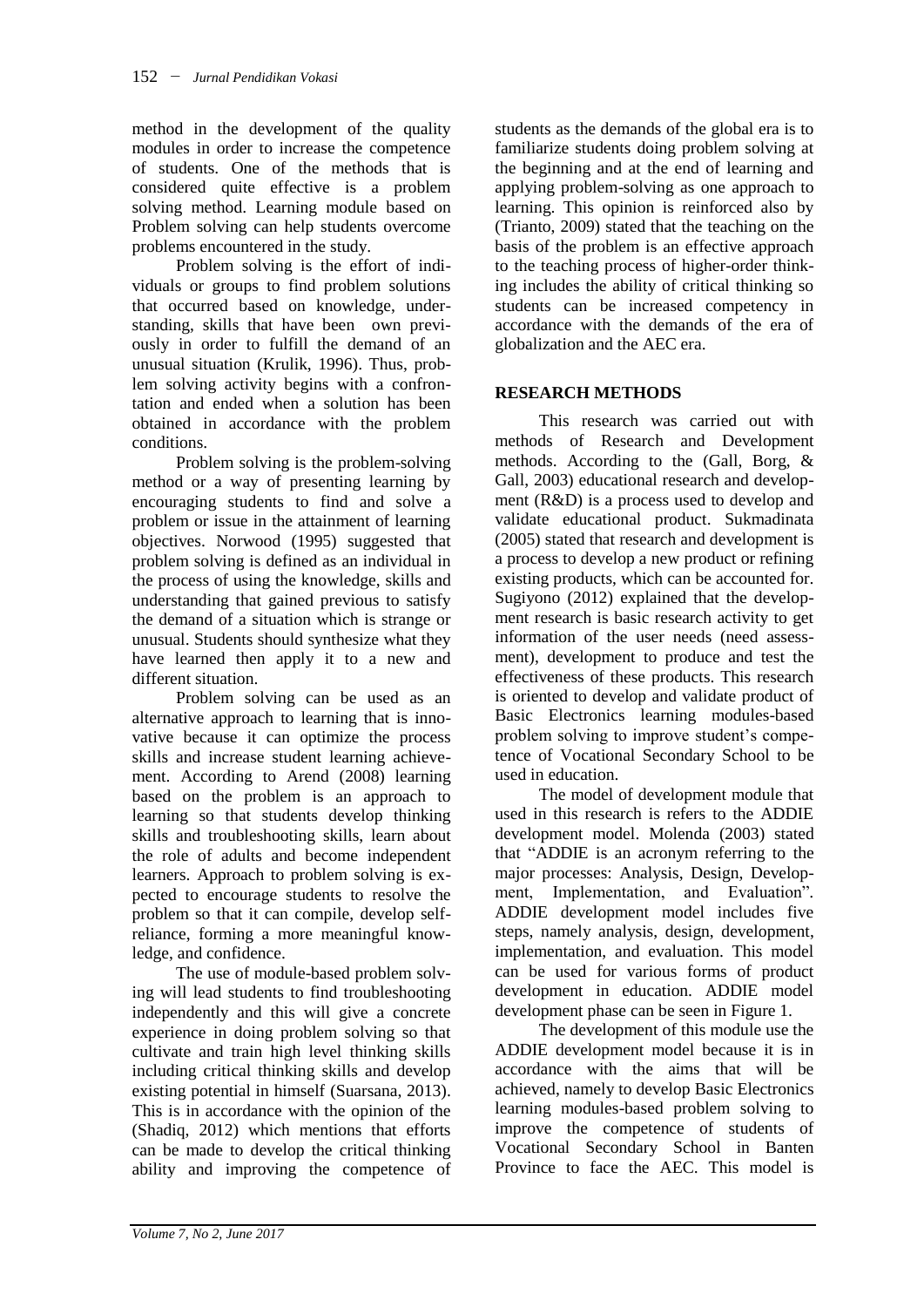method in the development of the quality modules in order to increase the competence of students. One of the methods that is considered quite effective is a problem solving method. Learning module based on Problem solving can help students overcome problems encountered in the study.

Problem solving is the effort of individuals or groups to find problem solutions that occurred based on knowledge, understanding, skills that have been own previously in order to fulfill the demand of an unusual situation (Krulik, 1996). Thus, problem solving activity begins with a confrontation and ended when a solution has been obtained in accordance with the problem conditions.

Problem solving is the problem-solving method or a way of presenting learning by encouraging students to find and solve a problem or issue in the attainment of learning objectives. Norwood (1995) suggested that problem solving is defined as an individual in the process of using the knowledge, skills and understanding that gained previous to satisfy the demand of a situation which is strange or unusual. Students should synthesize what they have learned then apply it to a new and different situation.

Problem solving can be used as an alternative approach to learning that is innovative because it can optimize the process skills and increase student learning achievement. According to Arend (2008) learning based on the problem is an approach to learning so that students develop thinking skills and troubleshooting skills, learn about the role of adults and become independent learners. Approach to problem solving is expected to encourage students to resolve the problem so that it can compile, develop self-reliance, forming a more meaningful knowledge, and confidence.

The use of module-based problem solving will lead students to find troubleshooting independently and this will give a concrete experience in doing problem solving so that cultivate and train high level thinking skills including critical thinking skills and develop existing potential in himself (Suarsana, 2013). This is in accordance with the opinion of the (Shadiq, 2012) which mentions that efforts can be made to develop the critical thinking ability and improving the competence of students as the demands of the global era is to familiarize students doing problem solving at the beginning and at the end of learning and applying problem-solving as one approach to learning. This opinion is reinforced also by (Trianto, 2009) stated that the teaching on the basis of the problem is an effective approach to the teaching process of higher-order thinking includes the ability of critical thinking so students can be increased competency in accordance with the demands of the era of globalization and the AEC era.

## RESEARCH METHODS

This research was carried out with methods of Research and Development methods. According to the (Gall, Borg, & Gall, 2003) educational research and development (R&D) is a process used to develop and validate educational product. Sukmadinata (2005) stated that research and development is a process to develop a new product or refining existing products, which can be accounted for. Sugiyono (2012) explained that the development research is basic research activity to get information of the user needs (need assessment), development to produce and test the effectiveness of these products. This research is oriented to develop and validate product of Basic Electronics learning modules-based problem solving to improve student's competence of Vocational Secondary School to be used in education.

The model of development module that used in this research is refers to the ADDIE development model. Molenda (2003) stated that "ADDIE is an acronym referring to the major processes: Analysis, Design, Development, Implementation, and Evaluation". ADDIE development model includes five steps, namely analysis, design, development, implementation, and evaluation. This model can be used for various forms of product development in education. ADDIE model development phase can be seen in Figure 1.

The development of this module use the ADDIE development model because it is in accordance with the aims that will be achieved, namely to develop Basic Electronics learning modules-based problem solving to improve the competence of students of Vocational Secondary School in Banten Province to face the AEC. This model is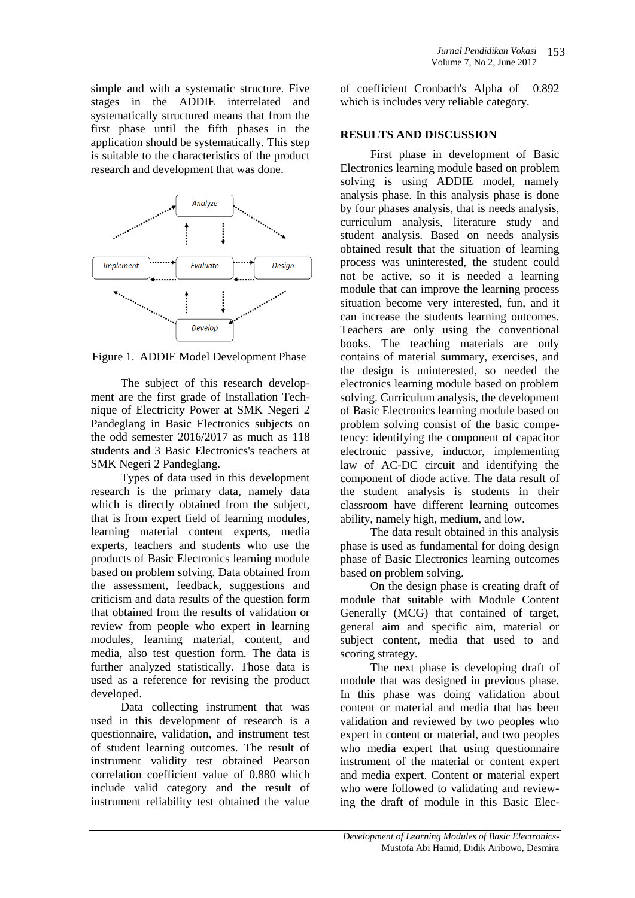simple and with a systematic structure. Five stages in the ADDIE interrelated and systematically structured means that from the first phase until the fifth phases in the application should be systematically. This step is suitable to the characteristics of the product research and development that was done.

Figure 1. ADDIE Model Development Phase

The subject of this research development are the first grade of Installation Technique of Electricity Power at SMK Negeri 2 Pandeglang in Basic Electronics subjects on the odd semester 2016/2017 as much as 118 students and 3 Basic Electronics's teachers at SMK Negeri 2 Pandeglang.

Types of data used in this development research is the primary data, namely data which is directly obtained from the subject, that is from expert field of learning modules, learning material content experts, media experts, teachers and students who use the products of Basic Electronics learning module based on problem solving. Data obtained from the assessment, feedback, suggestions and criticism and data results of the question form that obtained from the results of validation or review from people who expert in learning modules, learning material, content, and media, also test question form. The data is further analyzed statistically. Those data is used as a reference for revising the product developed.

Data collecting instrument that was used in this development of research is a questionnaire, validation, and instrument test of student learning outcomes. The result of instrument validity test obtained Pearson correlation coefficient value of 0.880 which include valid category and the result of instrument reliability test obtained the value of coefficient Cronbach's Alpha of 0.892 which is includes very reliable category.

## RESULTS AND DISCUSSION

First phase in development of Basic Electronics learning module based on problem solving is using ADDIE model, namely analysis phase. In this analysis phase is done by four phases analysis, that is needs analysis, curriculum analysis, literature study and student analysis. Based on needs analysis obtained result that the situation of learning process was uninterested, the student could not be active, so it is needed a learning module that can improve the learning process situation become very interested, fun, and it can increase the students learning outcomes. Teachers are only using the conventional books. The teaching materials are only contains of material summary, exercises, and the design is uninterested, so needed the electronics learning module based on problem solving. Curriculum analysis, the development of Basic Electronics learning module based on problem solving consist of the basic competency: identifying the component of capacitor electronic passive, inductor, implementing law of AC-DC circuit and identifying the component of diode active. The data result of the student analysis is students in their classroom have different learning outcomes ability, namely high, medium, and low.

The data result obtained in this analysis phase is used as fundamental for doing design phase of Basic Electronics learning outcomes based on problem solving.

On the design phase is creating draft of module that suitable with Module Content Generally (MCG) that contained of target, general aim and specific aim, material or subject content, media that used to and scoring strategy.

The next phase is developing draft of module that was designed in previous phase. In this phase was doing validation about content or material and media that has been validation and reviewed by two peoples who expert in content or material, and two peoples who media expert that using questionnaire instrument of the material or content expert and media expert. Content or material expert who were followed to validating and reviewing the draft of module in this Basic Elec-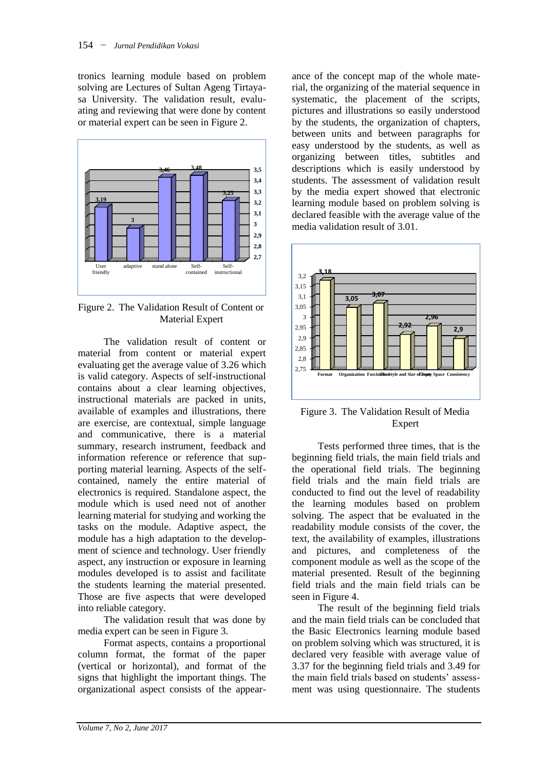tronics learning module based on problem solving are Lectures of Sultan Ageng Tirtayasa University. The validation result, evaluating and reviewing that were done by content or material expert can be seen in Figure 2.

Figure 2. The Validation Result of Content or Material Expert

The validation result of content or material from content or material expert evaluating get the average value of 3.26 which is valid category. Aspects of self-instructional contains about a clear learning objectives, instructional materials are packed in units, available of examples and illustrations, there are exercise, are contextual, simple language and communicative, there is a material summary, research instrument, feedback and information reference or reference that supporting material learning. Aspects of the self-contained, namely the entire material of electronics is required. Standalone aspect, the module which is used need not of another learning material for studying and working the tasks on the module. Adaptive aspect, the module has a high adaptation to the development of science and technology. User friendly aspect, any instruction or exposure in learning modules developed is to assist and facilitate the students learning the material presented. Those are five aspects that were developed into reliable category.

The validation result that was done by media expert can be seen in Figure 3.

Format aspects, contains a proportional column format, the format of the paper (vertical or horizontal), and format of the signs that highlight the important things. The organizational aspect consists of the appearance of the concept map of the whole material, the organizing of the material sequence in systematic, the placement of the scripts, pictures and illustrations so easily understood by the students, the organization of chapters, between units and between paragraphs for easy understood by the students, as well as organizing between titles, subtitles and descriptions which is easily understood by students. The assessment of validation result by the media expert showed that electronic learning module based on problem solving is declared feasible with the average value of the media validation result of 3.01.

Figure 3. The Validation Result of Media Expert

Tests performed three times, that is the beginning field trials, the main field trials and the operational field trials. The beginning field trials and the main field trials are conducted to find out the level of readability the learning modules based on problem solving. The aspect that be evaluated in the readability module consists of the cover, the text, the availability of examples, illustrations and pictures, and completeness of the component module as well as the scope of the material presented. Result of the beginning field trials and the main field trials can be seen in Figure 4.

The result of the beginning field trials and the main field trials can be concluded that the Basic Electronics learning module based on problem solving which was structured, it is declared very feasible with average value of 3.37 for the beginning field trials and 3.49 for the main field trials based on students' assessment was using questionnaire. The students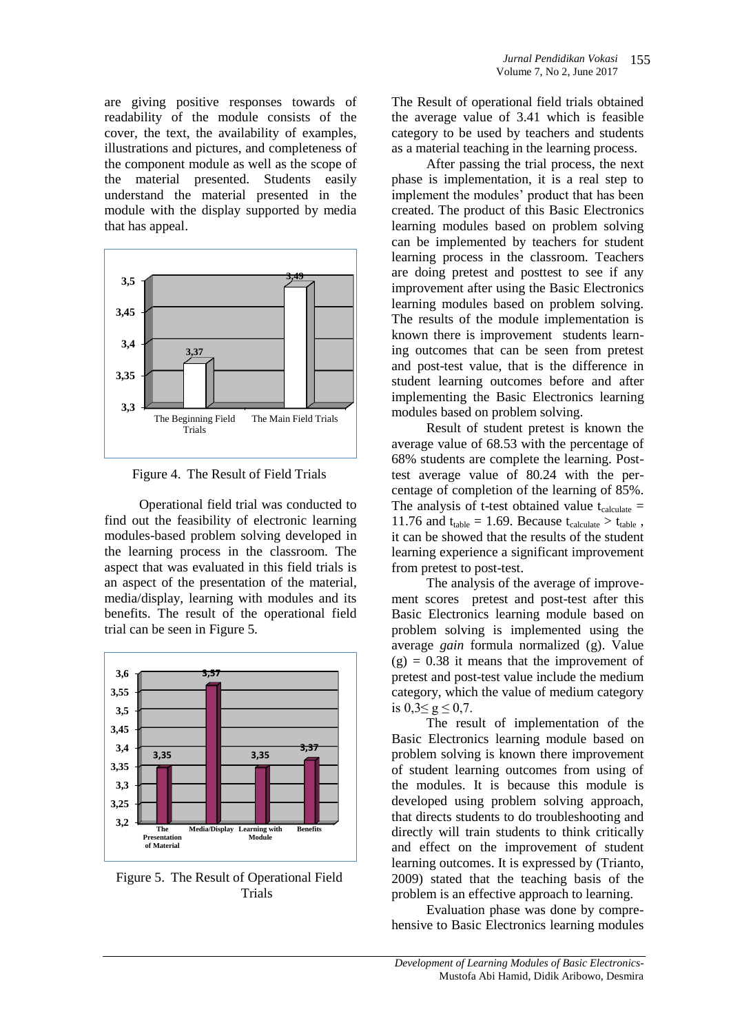are giving positive responses towards of readability of the module consists of the cover, the text, the availability of examples, illustrations and pictures, and completeness of the component module as well as the scope of the material presented. Students easily understand the material presented in the module with the display supported by media that has appeal.

Figure 4. The Result of Field Trials

Operational field trial was conducted to find out the feasibility of electronic learning modules-based problem solving developed in the learning process in the classroom. The aspect that was evaluated in this field trials is an aspect of the presentation of the material, media/display, learning with modules and its benefits. The result of the operational field trial can be seen in Figure 5.

Figure 5. The Result of Operational Field Trials

The Result of operational field trials obtained the average value of 3.41 which is feasible category to be used by teachers and students as a material teaching in the learning process.

After passing the trial process, the next phase is implementation, it is a real step to implement the modules' product that has been created. The product of this Basic Electronics learning modules based on problem solving can be implemented by teachers for student learning process in the classroom. Teachers are doing pretest and posttest to see if any improvement after using the Basic Electronics learning modules based on problem solving. The results of the module implementation is known there is improvement students learning outcomes that can be seen from pretest and post-test value, that is the difference in student learning outcomes before and after implementing the Basic Electronics learning modules based on problem solving.

Result of student pretest is known the average value of 68.53 with the percentage of 68% students are complete the learning. Post-test average value of 80.24 with the percentage of completion of the learning of 85%. The analysis of t-test obtained value $t_{calculate}$ = 11.76 and $t_{table}$ = 1.69. Because $t_{calculate} > t_{table}$ , it can be showed that the results of the student learning experience a significant improvement from pretest to post-test.

The analysis of the average of improvement scores pretest and post-test after this Basic Electronics learning module based on problem solving is implemented using the average *gain* formula normalized (g). Value (g) = 0.38 it means that the improvement of pretest and post-test value include the medium category, which the value of medium category is $0,3 \leq g \leq 0,7$.

The result of implementation of the Basic Electronics learning module based on problem solving is known there improvement of student learning outcomes from using of the modules. It is because this module is developed using problem solving approach, that directs students to do troubleshooting and directly will train students to think critically and effect on the improvement of student learning outcomes. It is expressed by (Trianto, 2009) stated that the teaching basis of the problem is an effective approach to learning.

Evaluation phase was done by comprehensive to Basic Electronics learning modules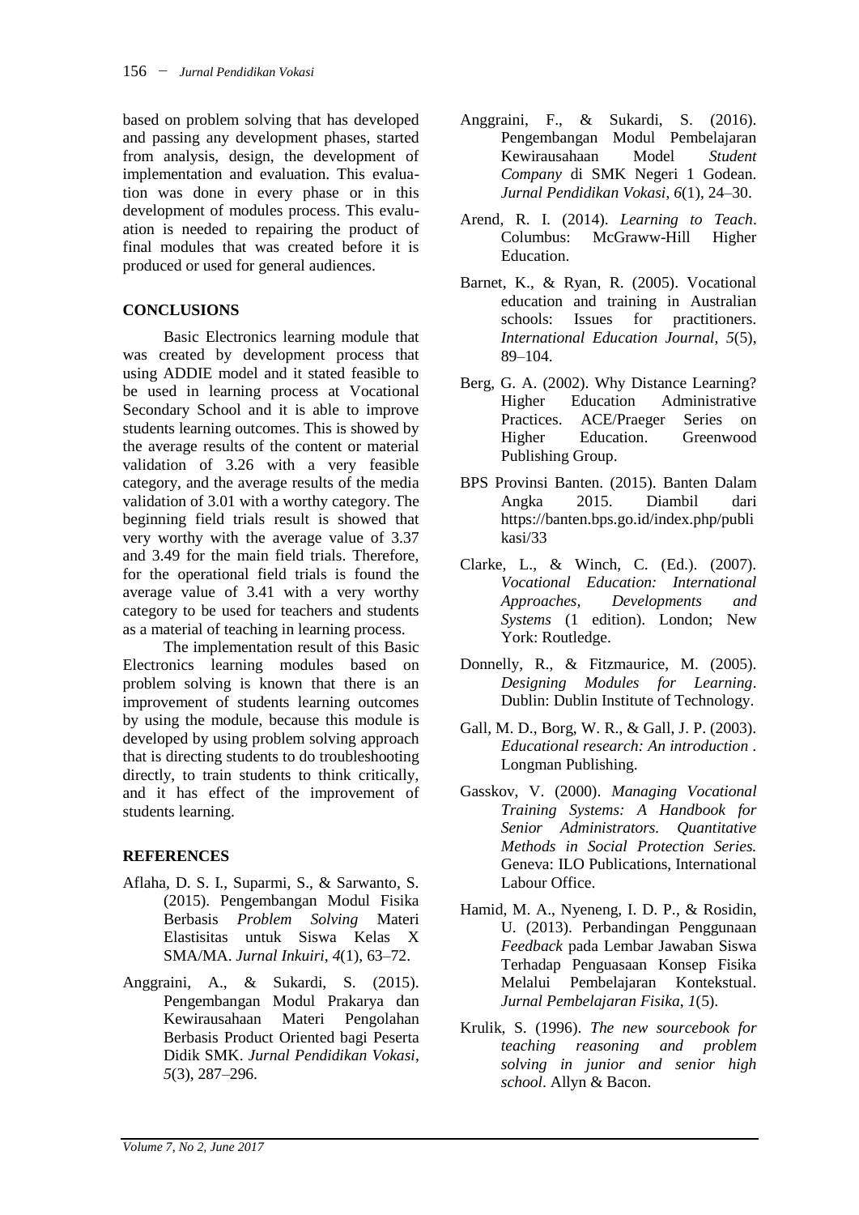based on problem solving that has developed and passing any development phases, started from analysis, design, the development of implementation and evaluation. This evaluation was done in every phase or in this development of modules process. This evaluation is needed to repairing the product of final modules that was created before it is produced or used for general audiences.

## CONCLUSIONS

Basic Electronics learning module that was created by development process that using ADDIE model and it stated feasible to be used in learning process at Vocational Secondary School and it is able to improve students learning outcomes. This is showed by the average results of the content or material validation of 3.26 with a very feasible category, and the average results of the media validation of 3.01 with a worthy category. The beginning field trials result is showed that very worthy with the average value of 3.37 and 3.49 for the main field trials. Therefore, for the operational field trials is found the average value of 3.41 with a very worthy category to be used for teachers and students as a material of teaching in learning process.

The implementation result of this Basic Electronics learning modules based on problem solving is known that there is an improvement of students learning outcomes by using the module, because this module is developed by using problem solving approach that is directing students to do troubleshooting directly, to train students to think critically, and it has effect of the improvement of students learning.

## REFERENCES

Aflaha, D. S. I., Suparmi, S., & Sarwanto, S. (2015). Pengembangan Modul Fisika Berbasis *Problem Solving* Materi Elastisitas untuk Siswa Kelas X SMA/MA. *Jurnal Inkuiri*, *4*(1), 63–72.

Anggraini, A., & Sukardi, S. (2015). Pengembangan Modul Prakarya dan Kewirausahaan Materi Pengolahan Berbasis Product Oriented bagi Peserta Didik SMK. *Jurnal Pendidikan Vokasi*, *5*(3), 287–296.

Anggraini, F., & Sukardi, S. (2016). Pengembangan Modul Pembelajaran Kewirausahaan Model *Student Company* di SMK Negeri 1 Godean. *Jurnal Pendidikan Vokasi*, *6*(1), 24–30.

Arend, R. I. (2014). *Learning to Teach*. Columbus: McGraww-Hill Higher Education.

Barnet, K., & Ryan, R. (2005). Vocational education and training in Australian schools: Issues for practitioners. *International Education Journal*, *5*(5), 89–104.

Berg, G. A. (2002). Why Distance Learning? Higher Education Administrative Practices. ACE/Praeger Series on Higher Education. Greenwood Publishing Group.

BPS Provinsi Banten. (2015). Banten Dalam Angka 2015. Diambil dari https://banten.bps.go.id/index.php/publikasi/33

Clarke, L., & Winch, C. (Ed.). (2007). *Vocational Education: International Approaches, Developments and Systems* (1 edition). London; New York: Routledge.

Donnelly, R., & Fitzmaurice, M. (2005). *Designing Modules for Learning*. Dublin: Dublin Institute of Technology.

Gall, M. D., Borg, W. R., & Gall, J. P. (2003). *Educational research: An introduction* . Longman Publishing.

Gasskov, V. (2000). *Managing Vocational Training Systems: A Handbook for Senior Administrators. Quantitative Methods in Social Protection Series.* Geneva: ILO Publications, International Labour Office.

Hamid, M. A., Nyeneng, I. D. P., & Rosidin, U. (2013). Perbandingan Penggunaan *Feedback* pada Lembar Jawaban Siswa Terhadap Penguasaan Konsep Fisika Melalui Pembelajaran Kontekstual. *Jurnal Pembelajaran Fisika*, *1*(5).

Krulik, S. (1996). *The new sourcebook for teaching reasoning and problem solving in junior and senior high school*. Allyn & Bacon.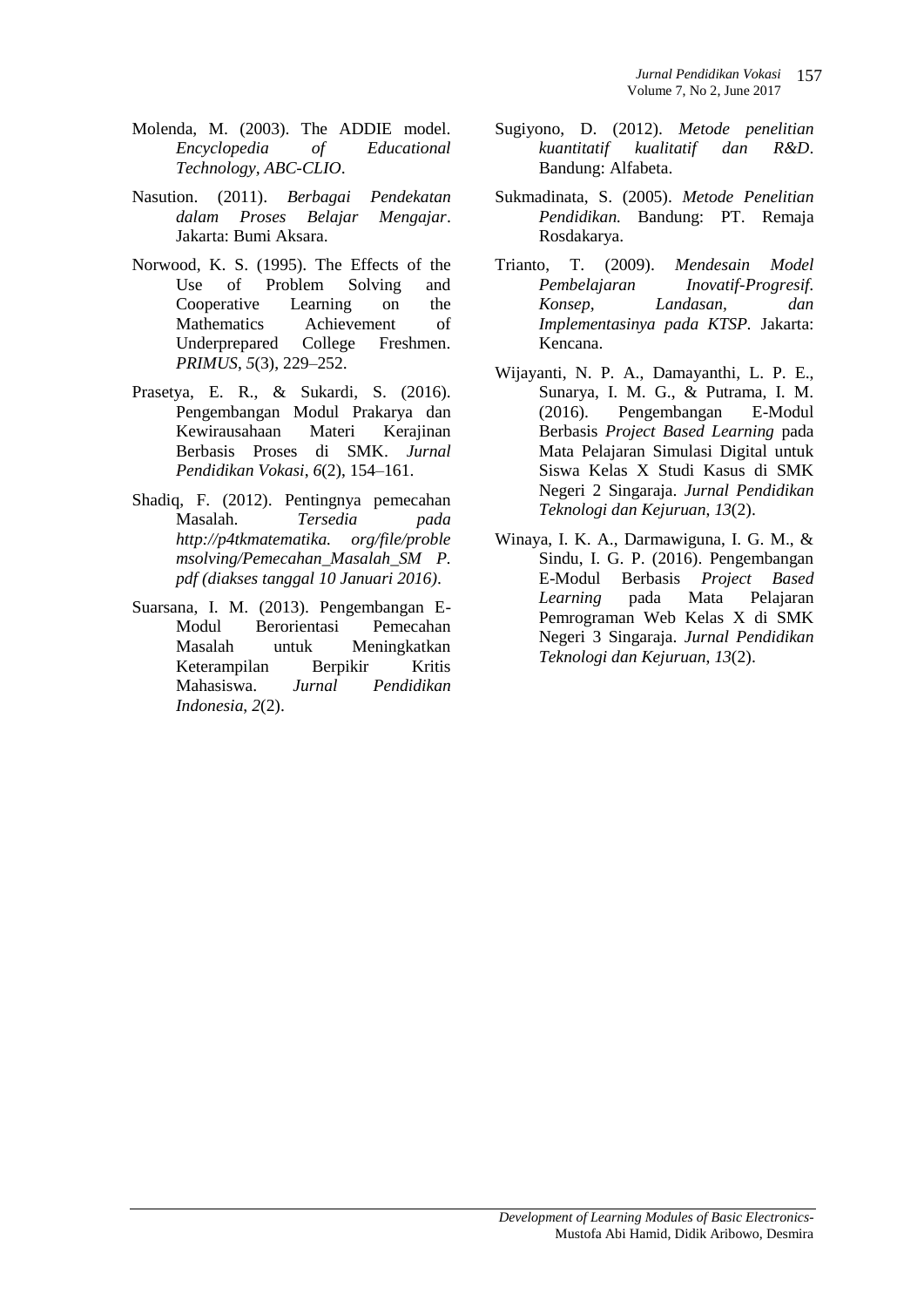Molenda, M. (2003). The ADDIE model. *Encyclopedia of Educational Technology, ABC-CLIO*.

Nasution. (2011). *Berbagai Pendekatan dalam Proses Belajar Mengajar*. Jakarta: Bumi Aksara.

Norwood, K. S. (1995). The Effects of the Use of Problem Solving and Cooperative Learning on the Mathematics Achievement of Underprepared College Freshmen. *PRIMUS*, *5*(3), 229–252.

Prasetya, E. R., & Sukardi, S. (2016). Pengembangan Modul Prakarya dan Kewirausahaan Materi Kerajinan Berbasis Proses di SMK. *Jurnal Pendidikan Vokasi*, *6*(2), 154–161.

Shadiq, F. (2012). Pentingnya pemecahan Masalah. *Tersedia pada http://p4tkmatematika. org/file/problemsolving/Pemecahan_Masalah_SM P. pdf (diakses tanggal 10 Januari 2016)*.

Suarsana, I. M. (2013). Pengembangan E-Modul Berorientasi Pemecahan Masalah untuk Meningkatkan Keterampilan Berpikir Kritis Mahasiswa. *Jurnal Pendidikan Indonesia*, *2*(2).

Sugiyono, D. (2012). *Metode penelitian kuantitatif kualitatif dan R&D*. Bandung: Alfabeta.

Sukmadinata, S. (2005). *Metode Penelitian Pendidikan.* Bandung: PT. Remaja Rosdakarya.

Trianto, T. (2009). *Mendesain Model Pembelajaran Inovatif-Progresif. Konsep, Landasan, dan Implementasinya pada KTSP*. Jakarta: Kencana.

Wijayanti, N. P. A., Damayanthi, L. P. E., Sunarya, I. M. G., & Putrama, I. M. (2016). Pengembangan E-Modul Berbasis *Project Based Learning* pada Mata Pelajaran Simulasi Digital untuk Siswa Kelas X Studi Kasus di SMK Negeri 2 Singaraja. *Jurnal Pendidikan Teknologi dan Kejuruan*, *13*(2).

Winaya, I. K. A., Darmawiguna, I. G. M., & Sindu, I. G. P. (2016). Pengembangan E-Modul Berbasis *Project Based Learning* pada Mata Pelajaran Pemrograman Web Kelas X di SMK Negeri 3 Singaraja. *Jurnal Pendidikan Teknologi dan Kejuruan*, *13*(2).